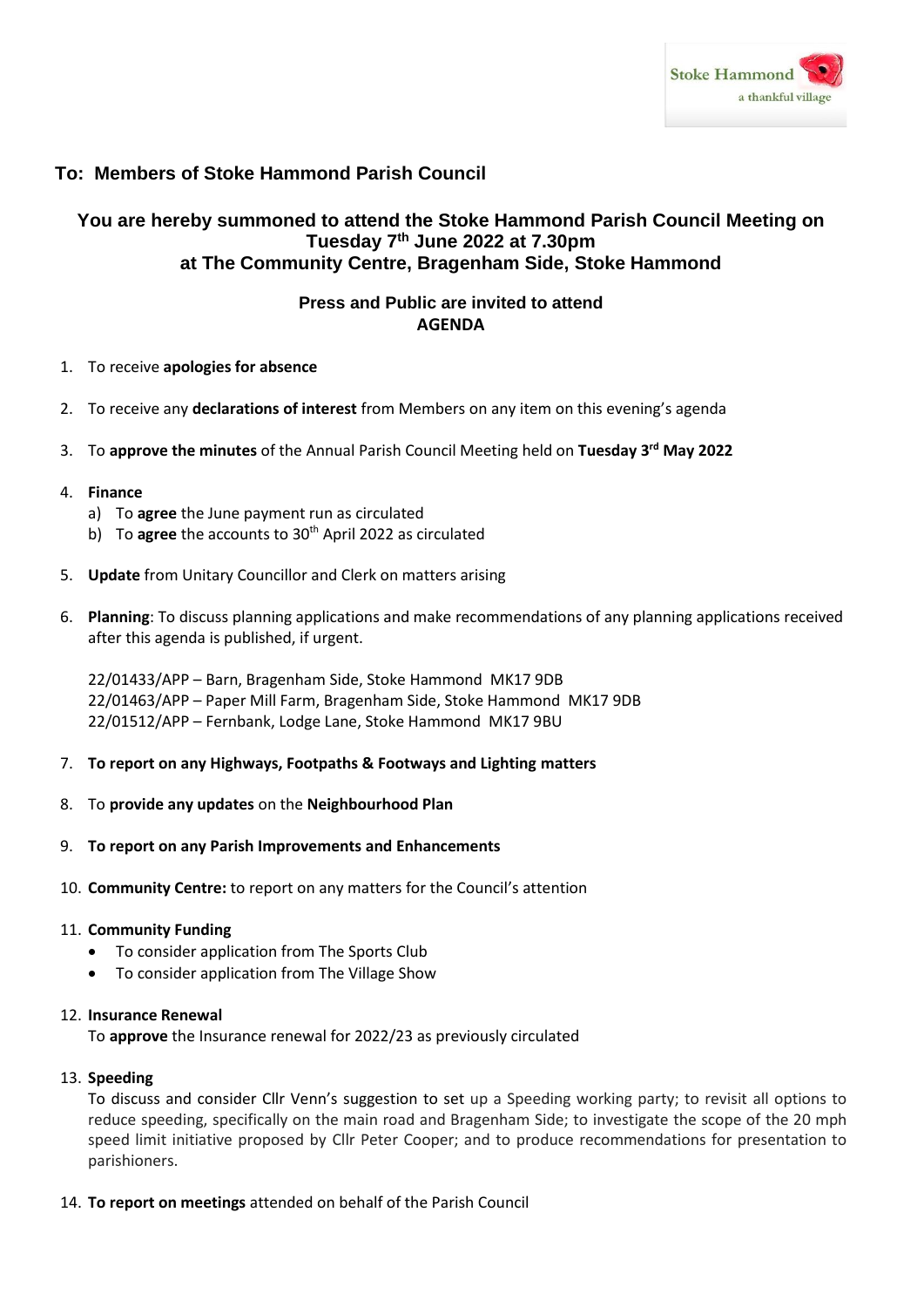Stoke Hammond
a thankful village

## To: Members of Stoke Hammond Parish Council

### You are hereby summoned to attend the Stoke Hammond Parish Council Meeting on Tuesday 7th June 2022 at 7.30pm at The Community Centre, Bragenham Side, Stoke Hammond

**Press and Public are invited to attend**
**AGENDA**

1. To receive **apologies for absence**

2. To receive any **declarations of interest** from Members on any item on this evening's agenda

3. To **approve the minutes** of the Annual Parish Council Meeting held on **Tuesday 3rd May 2022**

4. **Finance**
   a) To **agree** the June payment run as circulated
   b) To **agree** the accounts to 30th April 2022 as circulated

5. **Update** from Unitary Councillor and Clerk on matters arising

6. **Planning**: To discuss planning applications and make recommendations of any planning applications received after this agenda is published, if urgent.

   22/01433/APP – Barn, Bragenham Side, Stoke Hammond MK17 9DB
   22/01463/APP – Paper Mill Farm, Bragenham Side, Stoke Hammond MK17 9DB
   22/01512/APP – Fernbank, Lodge Lane, Stoke Hammond MK17 9BU

7. **To report on any Highways, Footpaths & Footways and Lighting matters**

8. To **provide any updates** on the **Neighbourhood Plan**

9. **To report on any Parish Improvements and Enhancements**

10. **Community Centre:** to report on any matters for the Council's attention

11. **Community Funding**
    - To consider application from The Sports Club
    - To consider application from The Village Show

12. **Insurance Renewal**
    To **approve** the Insurance renewal for 2022/23 as previously circulated

13. **Speeding**
    To discuss and consider Cllr Venn's suggestion to set up a Speeding working party; to revisit all options to reduce speeding, specifically on the main road and Bragenham Side; to investigate the scope of the 20 mph speed limit initiative proposed by Cllr Peter Cooper; and to produce recommendations for presentation to parishioners.

14. **To report on meetings** attended on behalf of the Parish Council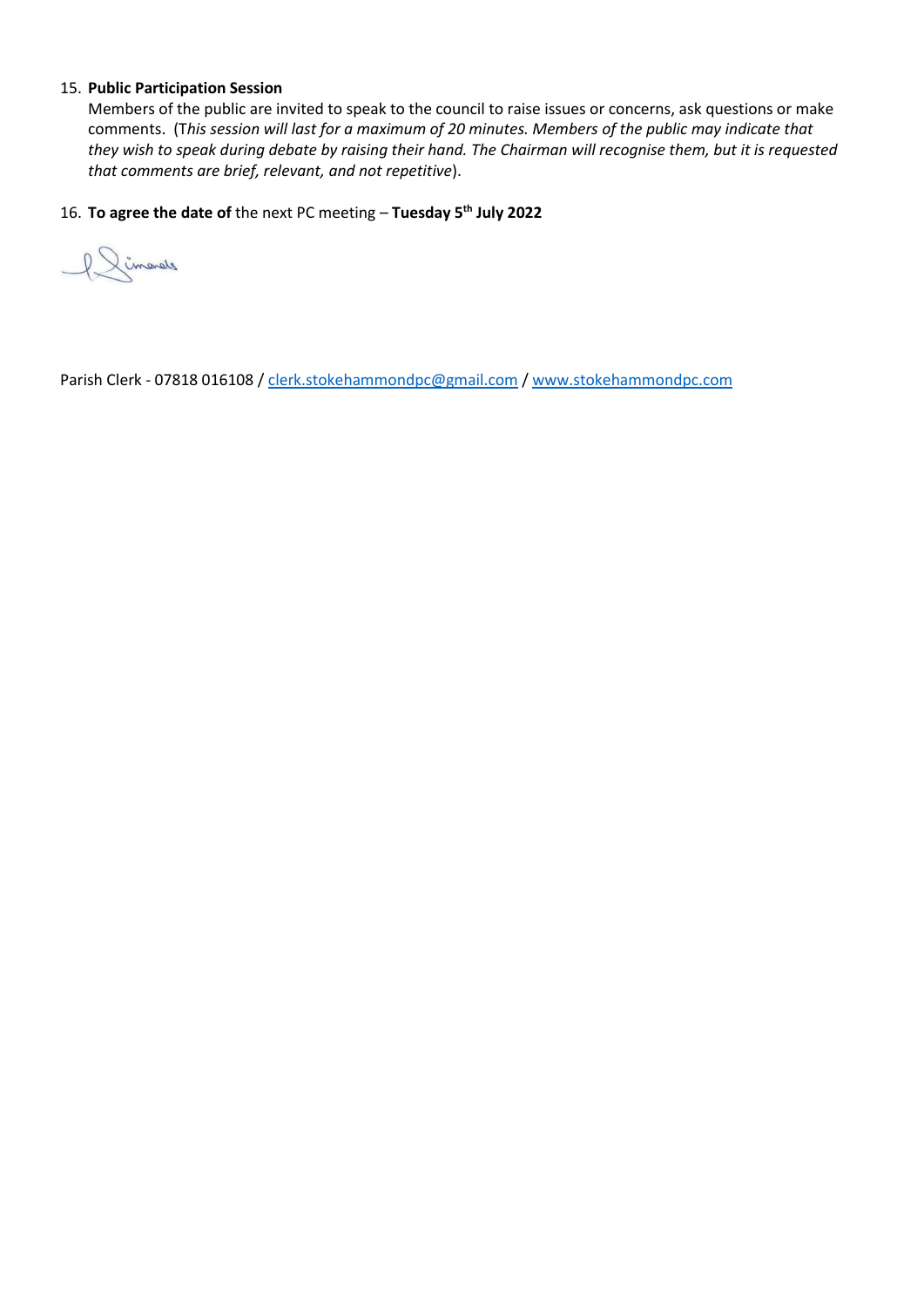15. **Public Participation Session**
    Members of the public are invited to speak to the council to raise issues or concerns, ask questions or make comments. (T*his session will last for a maximum of 20 minutes. Members of the public may indicate that they wish to speak during debate by raising their hand. The Chairman will recognise them, but it is requested that comments are brief, relevant, and not repetitive*).

16. **To agree the date of** the next PC meeting – **Tuesday 5th July 2022**

Parish Clerk - 07818 016108 / clerk.stokehammondpc@gmail.com / www.stokehammondpc.com